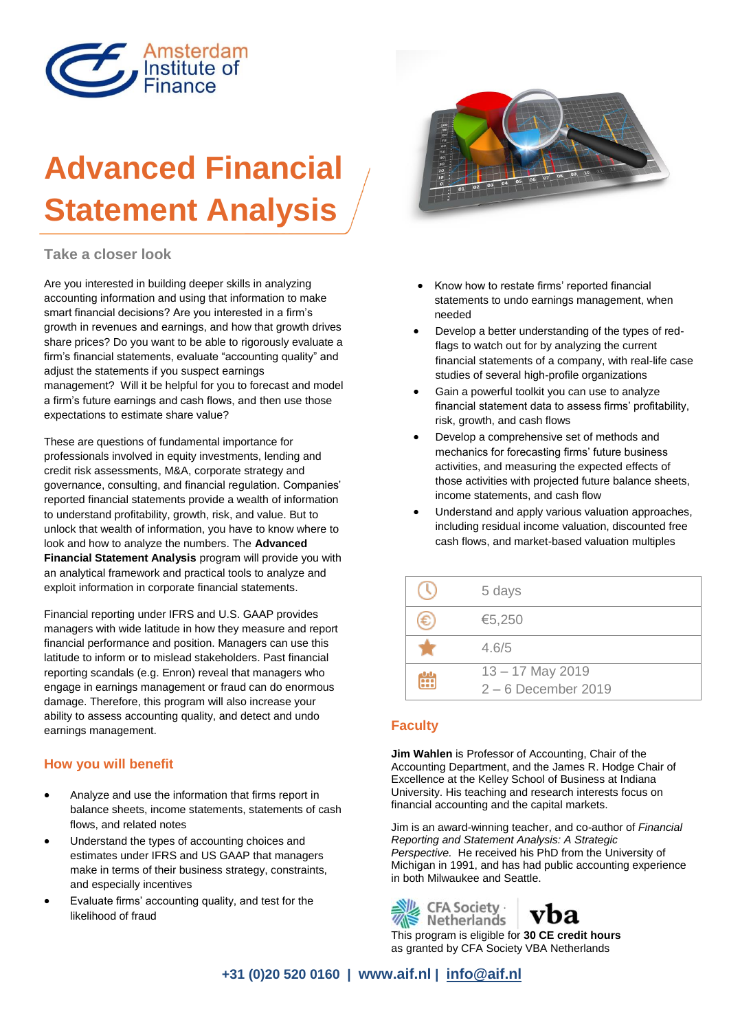Amsterdam Institute of Finance

# Advanced Financial Statement Analysis

## Take a closer look

Are you interested in building deeper skills in analyzing accounting information and using that information to make smart financial decisions? Are you interested in a firm's growth in revenues and earnings, and how that growth drives share prices? Do you want to be able to rigorously evaluate a firm's financial statements, evaluate "accounting quality" and adjust the statements if you suspect earnings management? Will it be helpful for you to forecast and model a firm's future earnings and cash flows, and then use those expectations to estimate share value?

These are questions of fundamental importance for professionals involved in equity investments, lending and credit risk assessments, M&A, corporate strategy and governance, consulting, and financial regulation. Companies' reported financial statements provide a wealth of information to understand profitability, growth, risk, and value. But to unlock that wealth of information, you have to know where to look and how to analyze the numbers. The **Advanced Financial Statement Analysis** program will provide you with an analytical framework and practical tools to analyze and exploit information in corporate financial statements.

Financial reporting under IFRS and U.S. GAAP provides managers with wide latitude in how they measure and report financial performance and position. Managers can use this latitude to inform or to mislead stakeholders. Past financial reporting scandals (e.g. Enron) reveal that managers who engage in earnings management or fraud can do enormous damage. Therefore, this program will also increase your ability to assess accounting quality, and detect and undo earnings management.

## How you will benefit

- Analyze and use the information that firms report in balance sheets, income statements, statements of cash flows, and related notes
- Understand the types of accounting choices and estimates under IFRS and US GAAP that managers make in terms of their business strategy, constraints, and especially incentives
- Evaluate firms' accounting quality, and test for the likelihood of fraud
- Know how to restate firms' reported financial statements to undo earnings management, when needed
- Develop a better understanding of the types of red-flags to watch out for by analyzing the current financial statements of a company, with real-life case studies of several high-profile organizations
- Gain a powerful toolkit you can use to analyze financial statement data to assess firms' profitability, risk, growth, and cash flows
- Develop a comprehensive set of methods and mechanics for forecasting firms' future business activities, and measuring the expected effects of those activities with projected future balance sheets, income statements, and cash flow
- Understand and apply various valuation approaches, including residual income valuation, discounted free cash flows, and market-based valuation multiples

| | |
|---|---|
| Duration | 5 days |
| Price | €5,250 |
| Rating | 4.6/5 |
| Dates | 13 – 17 May 2019<br>2 – 6 December 2019 |

## Faculty

**Jim Wahlen** is Professor of Accounting, Chair of the Accounting Department, and the James R. Hodge Chair of Excellence at the Kelley School of Business at Indiana University. His teaching and research interests focus on financial accounting and the capital markets.

Jim is an award-winning teacher, and co-author of *Financial Reporting and Statement Analysis: A Strategic Perspective.* He received his PhD from the University of Michigan in 1991, and has had public accounting experience in both Milwaukee and Seattle.

CFA Society Netherlands | vba

This program is eligible for **30 CE credit hours** as granted by CFA Society VBA Netherlands

**+31 (0)20 520 0160 | www.aif.nl | info@aif.nl**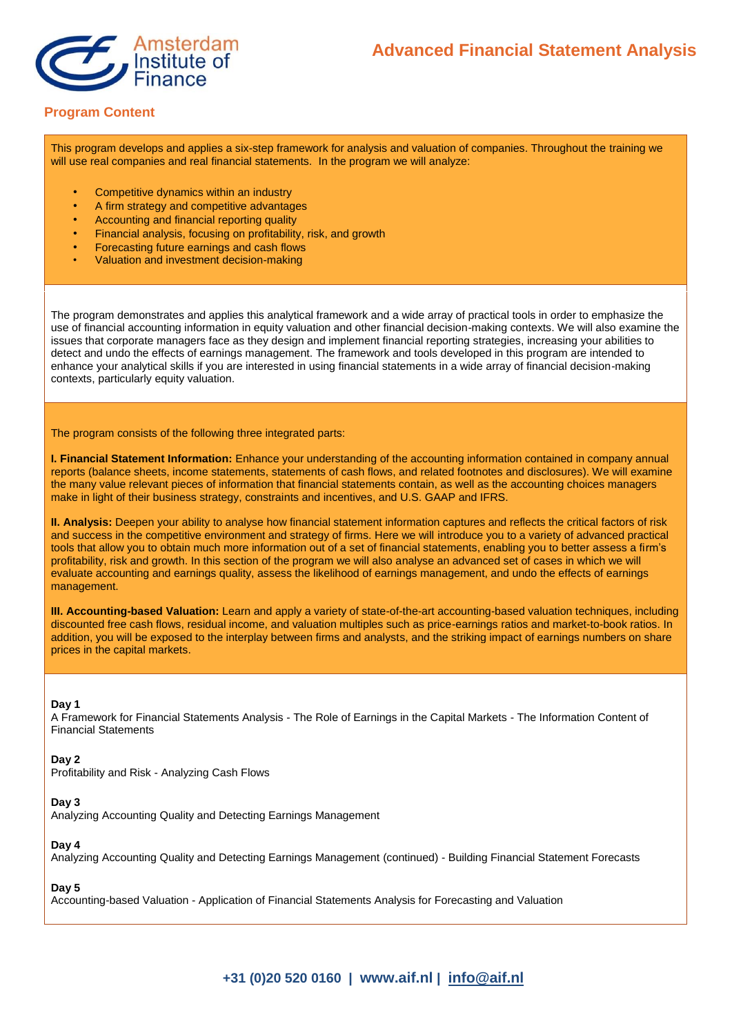# Advanced Financial Statement Analysis

## Program Content

This program develops and applies a six-step framework for analysis and valuation of companies. Throughout the training we will use real companies and real financial statements. In the program we will analyze:

- Competitive dynamics within an industry
- A firm strategy and competitive advantages
- Accounting and financial reporting quality
- Financial analysis, focusing on profitability, risk, and growth
- Forecasting future earnings and cash flows
- Valuation and investment decision-making

The program demonstrates and applies this analytical framework and a wide array of practical tools in order to emphasize the use of financial accounting information in equity valuation and other financial decision-making contexts. We will also examine the issues that corporate managers face as they design and implement financial reporting strategies, increasing your abilities to detect and undo the effects of earnings management. The framework and tools developed in this program are intended to enhance your analytical skills if you are interested in using financial statements in a wide array of financial decision-making contexts, particularly equity valuation.

The program consists of the following three integrated parts:

**I. Financial Statement Information:** Enhance your understanding of the accounting information contained in company annual reports (balance sheets, income statements, statements of cash flows, and related footnotes and disclosures). We will examine the many value relevant pieces of information that financial statements contain, as well as the accounting choices managers make in light of their business strategy, constraints and incentives, and U.S. GAAP and IFRS.

**II. Analysis:** Deepen your ability to analyse how financial statement information captures and reflects the critical factors of risk and success in the competitive environment and strategy of firms. Here we will introduce you to a variety of advanced practical tools that allow you to obtain much more information out of a set of financial statements, enabling you to better assess a firm's profitability, risk and growth. In this section of the program we will also analyse an advanced set of cases in which we will evaluate accounting and earnings quality, assess the likelihood of earnings management, and undo the effects of earnings management.

**III. Accounting-based Valuation:** Learn and apply a variety of state-of-the-art accounting-based valuation techniques, including discounted free cash flows, residual income, and valuation multiples such as price-earnings ratios and market-to-book ratios. In addition, you will be exposed to the interplay between firms and analysts, and the striking impact of earnings numbers on share prices in the capital markets.

**Day 1**
A Framework for Financial Statements Analysis - The Role of Earnings in the Capital Markets - The Information Content of Financial Statements

**Day 2**
Profitability and Risk - Analyzing Cash Flows

**Day 3**
Analyzing Accounting Quality and Detecting Earnings Management

**Day 4**
Analyzing Accounting Quality and Detecting Earnings Management (continued) - Building Financial Statement Forecasts

**Day 5**
Accounting-based Valuation - Application of Financial Statements Analysis for Forecasting and Valuation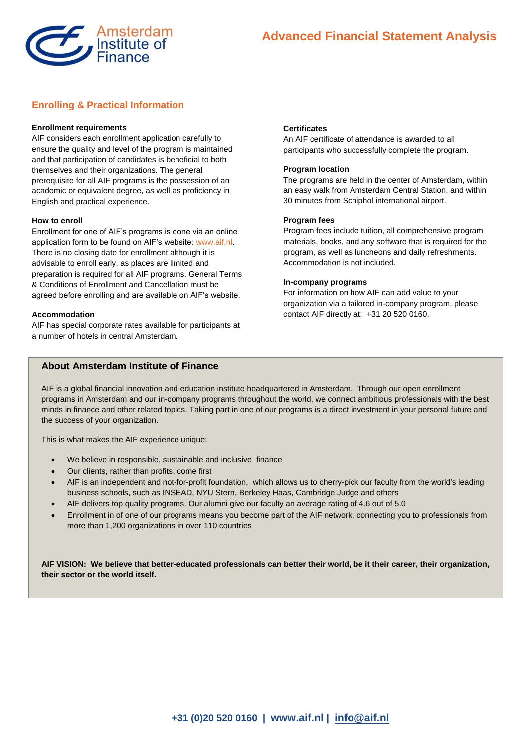# Advanced Financial Statement Analysis

## Enrolling & Practical Information

**Enrollment requirements**
AIF considers each enrollment application carefully to ensure the quality and level of the program is maintained and that participation of candidates is beneficial to both themselves and their organizations. The general prerequisite for all AIF programs is the possession of an academic or equivalent degree, as well as proficiency in English and practical experience.

**How to enroll**
Enrollment for one of AIF's programs is done via an online application form to be found on AIF's website: www.aif.nl. There is no closing date for enrollment although it is advisable to enroll early, as places are limited and preparation is required for all AIF programs. General Terms & Conditions of Enrollment and Cancellation must be agreed before enrolling and are available on AIF's website.

**Accommodation**
AIF has special corporate rates available for participants at a number of hotels in central Amsterdam.

**Certificates**
An AIF certificate of attendance is awarded to all participants who successfully complete the program.

**Program location**
The programs are held in the center of Amsterdam, within an easy walk from Amsterdam Central Station, and within 30 minutes from Schiphol international airport.

**Program fees**
Program fees include tuition, all comprehensive program materials, books, and any software that is required for the program, as well as luncheons and daily refreshments. Accommodation is not included.

**In-company programs**
For information on how AIF can add value to your organization via a tailored in-company program, please contact AIF directly at: +31 20 520 0160.

### About Amsterdam Institute of Finance

AIF is a global financial innovation and education institute headquartered in Amsterdam. Through our open enrollment programs in Amsterdam and our in-company programs throughout the world, we connect ambitious professionals with the best minds in finance and other related topics. Taking part in one of our programs is a direct investment in your personal future and the success of your organization.

This is what makes the AIF experience unique:

- We believe in responsible, sustainable and inclusive finance
- Our clients, rather than profits, come first
- AIF is an independent and not-for-profit foundation, which allows us to cherry-pick our faculty from the world's leading business schools, such as INSEAD, NYU Stern, Berkeley Haas, Cambridge Judge and others
- AIF delivers top quality programs. Our alumni give our faculty an average rating of 4.6 out of 5.0
- Enrollment in of one of our programs means you become part of the AIF network, connecting you to professionals from more than 1,200 organizations in over 110 countries

**AIF VISION: We believe that better-educated professionals can better their world, be it their career, their organization, their sector or the world itself.**

**+31 (0)20 520 0160 | www.aif.nl | info@aif.nl**